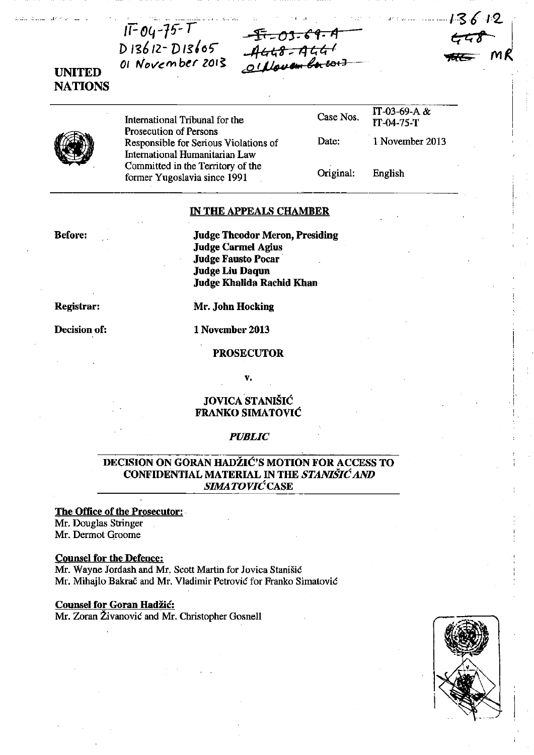IT-04-75-T
D13612-D13605
01 November 2013

~~IT-03-69-A~~
~~A448-A441~~
~~01 November 2013~~

13612
~~448~~
MR

**UNITED NATIONS**

| | | |
|---|---|---|
| International Tribunal for the Prosecution of Persons Responsible for Serious Violations of International Humanitarian Law Committed in the Territory of the former Yugoslavia since 1991 | Case Nos. | IT-03-69-A & IT-04-75-T |
| | Date: | 1 November 2013 |
| | Original: | English |

**IN THE APPEALS CHAMBER**

**Before:**

**Judge Theodor Meron, Presiding**
**Judge Carmel Agius**
**Judge Fausto Pocar**
**Judge Liu Daqun**
**Judge Khalida Rachid Khan**

**Registrar:** **Mr. John Hocking**

**Decision of:** **1 November 2013**

**PROSECUTOR**

**v.**

**JOVICA STANIŠIĆ**
**FRANKO SIMATOVIĆ**

***PUBLIC***

**DECISION ON GORAN HADŽIĆ'S MOTION FOR ACCESS TO CONFIDENTIAL MATERIAL IN THE *STANIŠIĆ AND SIMATOVIĆ* CASE**

**The Office of the Prosecutor:**
Mr. Douglas Stringer
Mr. Dermot Groome

**Counsel for the Defence:**
Mr. Wayne Jordash and Mr. Scott Martin for Jovica Stanišić
Mr. Mihajlo Bakrač and Mr. Vladimir Petrović for Franko Simatović

**Counsel for Goran Hadžić:**
Mr. Zoran Živanović and Mr. Christopher Gosnell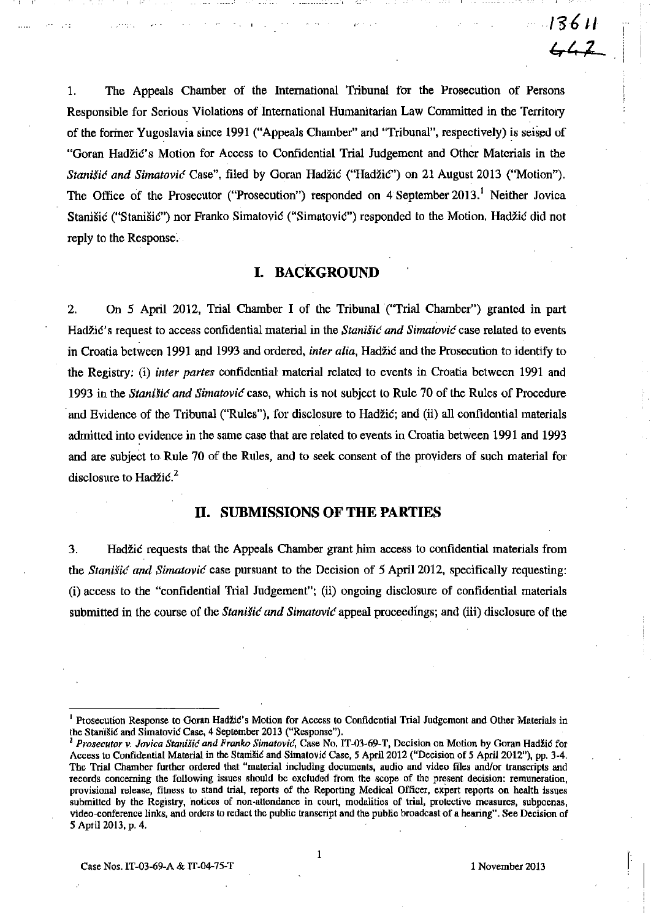1. The Appeals Chamber of the International Tribunal for the Prosecution of Persons Responsible for Serious Violations of International Humanitarian Law Committed in the Territory of the former Yugoslavia since 1991 ("Appeals Chamber" and "Tribunal", respectively) is seised of "Goran Hadžić's Motion for Access to Confidential Trial Judgement and Other Materials in the *Stanišić and Simatović* Case", filed by Goran Hadžić ("Hadžić") on 21 August 2013 ("Motion"). The Office of the Prosecutor ("Prosecution") responded on 4 September 2013.[1] Neither Jovica Stanišić ("Stanišić") nor Franko Simatović ("Simatović") responded to the Motion. Hadžić did not reply to the Response.

## I. BACKGROUND

2. On 5 April 2012, Trial Chamber I of the Tribunal ("Trial Chamber") granted in part Hadžić's request to access confidential material in the *Stanišić and Simatović* case related to events in Croatia between 1991 and 1993 and ordered, *inter alia*, Hadžić and the Prosecution to identify to the Registry: (i) *inter partes* confidential material related to events in Croatia between 1991 and 1993 in the *Stanišić and Simatović* case, which is not subject to Rule 70 of the Rules of Procedure and Evidence of the Tribunal ("Rules"), for disclosure to Hadžić; and (ii) all confidential materials admitted into evidence in the same case that are related to events in Croatia between 1991 and 1993 and are subject to Rule 70 of the Rules, and to seek consent of the providers of such material for disclosure to Hadžić.[2]

## II. SUBMISSIONS OF THE PARTIES

3. Hadžić requests that the Appeals Chamber grant him access to confidential materials from the *Stanišić and Simatović* case pursuant to the Decision of 5 April 2012, specifically requesting: (i) access to the "confidential Trial Judgement"; (ii) ongoing disclosure of confidential materials submitted in the course of the *Stanišić and Simatović* appeal proceedings; and (iii) disclosure of the

---

[1] Prosecution Response to Goran Hadžić's Motion for Access to Confidential Trial Judgement and Other Materials in the Stanišić and Simatović Case, 4 September 2013 ("Response").

[2] *Prosecutor v. Jovica Stanišić and Franko Simatović*, Case No. IT-03-69-T, Decision on Motion by Goran Hadžić for Access to Confidential Material in the Stanišić and Simatović Case, 5 April 2012 ("Decision of 5 April 2012"), pp. 3-4. The Trial Chamber further ordered that "material including documents, audio and video files and/or transcripts and records concerning the following issues should be excluded from the scope of the present decision: remuneration, provisional release, fitness to stand trial, reports of the Reporting Medical Officer, expert reports on health issues submitted by the Registry, notices of non-attendance in court, modalities of trial, protective measures, subpoenas, video-conference links, and orders to redact the public transcript and the public broadcast of a hearing". See Decision of 5 April 2013, p. 4.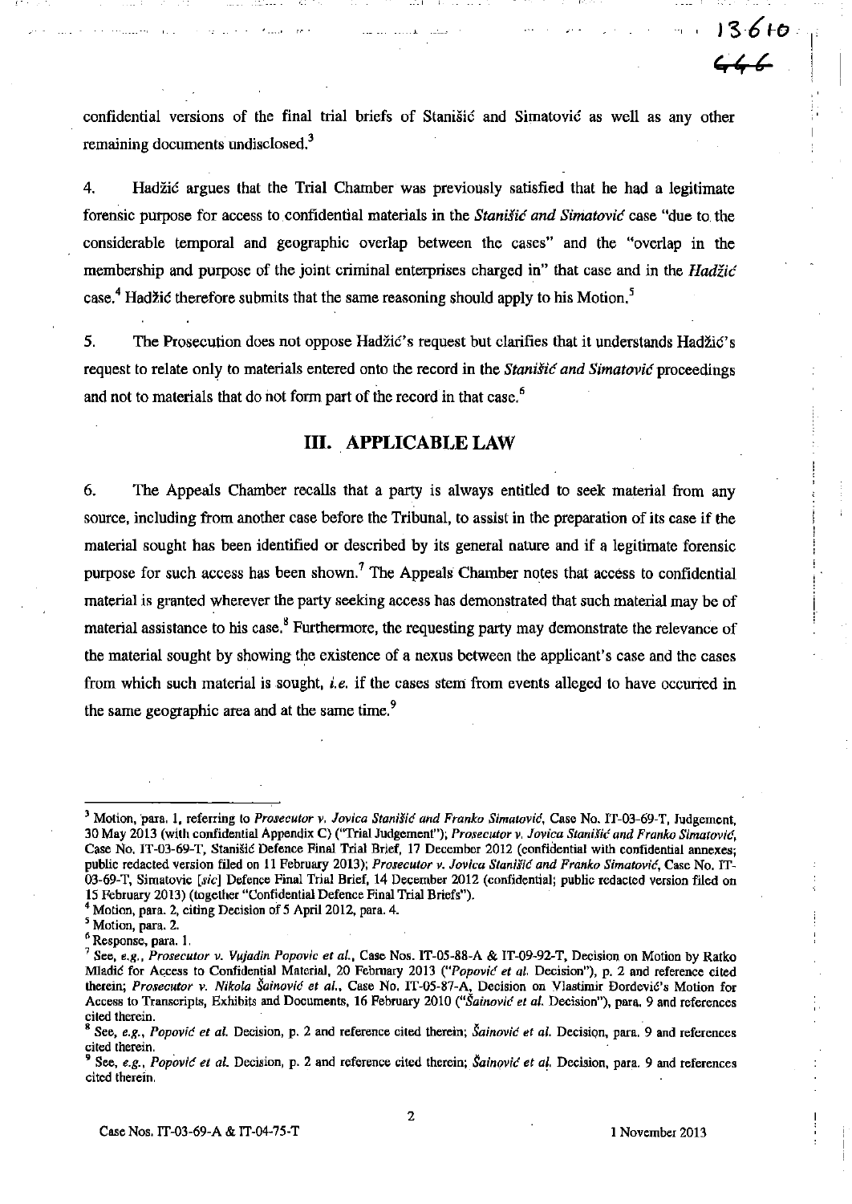confidential versions of the final trial briefs of Stanišić and Simatović as well as any other remaining documents undisclosed.[3]

4. Hadžić argues that the Trial Chamber was previously satisfied that he had a legitimate forensic purpose for access to confidential materials in the *Stanišić and Simatović* case "due to the considerable temporal and geographic overlap between the cases" and the "overlap in the membership and purpose of the joint criminal enterprises charged in" that case and in the *Hadžić* case.[4] Hadžić therefore submits that the same reasoning should apply to his Motion.[5]

5. The Prosecution does not oppose Hadžić's request but clarifies that it understands Hadžić's request to relate only to materials entered onto the record in the *Stanišić and Simatović* proceedings and not to materials that do not form part of the record in that case.[6]

## III. APPLICABLE LAW

6. The Appeals Chamber recalls that a party is always entitled to seek material from any source, including from another case before the Tribunal, to assist in the preparation of its case if the material sought has been identified or described by its general nature and if a legitimate forensic purpose for such access has been shown.[7] The Appeals Chamber notes that access to confidential material is granted wherever the party seeking access has demonstrated that such material may be of material assistance to his case.[8] Furthermore, the requesting party may demonstrate the relevance of the material sought by showing the existence of a nexus between the applicant's case and the cases from which such material is sought, *i.e.* if the cases stem from events alleged to have occurred in the same geographic area and at the same time.[9]

---

[3] Motion, para. 1, referring to *Prosecutor v. Jovica Stanišić and Franko Simatović*, Case No. IT-03-69-T, Judgement, 30 May 2013 (with confidential Appendix C) ("Trial Judgement"); *Prosecutor v. Jovica Stanišić and Franko Simatović*, Case No. IT-03-69-T, Stanišić Defence Final Trial Brief, 17 December 2012 (confidential with confidential annexes; public redacted version filed on 11 February 2013); *Prosecutor v. Jovica Stanišić and Franko Simatović*, Case No. IT-03-69-T, Simatovic [*sic*] Defence Final Trial Brief, 14 December 2012 (confidential; public redacted version filed on 15 February 2013) (together "Confidential Defence Final Trial Briefs").

[4] Motion, para. 2, citing Decision of 5 April 2012, para. 4.

[5] Motion, para. 2.

[6] Response, para. 1.

[7] See, *e.g.*, *Prosecutor v. Vujadin Popovic et al.*, Case Nos. IT-05-88-A & IT-09-92-T, Decision on Motion by Ratko Mladić for Access to Confidential Material, 20 February 2013 ("*Popović et al.* Decision"), p. 2 and reference cited therein; *Prosecutor v. Nikola Šainović et al.*, Case No. IT-05-87-A, Decision on Vlastimir Đorđević's Motion for Access to Transcripts, Exhibits and Documents, 16 February 2010 ("*Šainović et al.* Decision"), para. 9 and references cited therein.

[8] See, *e.g.*, *Popović et al.* Decision, p. 2 and reference cited therein; *Šainović et al.* Decision, para. 9 and references cited therein.

[9] See, *e.g.*, *Popović et al.* Decision, p. 2 and reference cited therein; *Šainović et al.* Decision, para. 9 and references cited therein.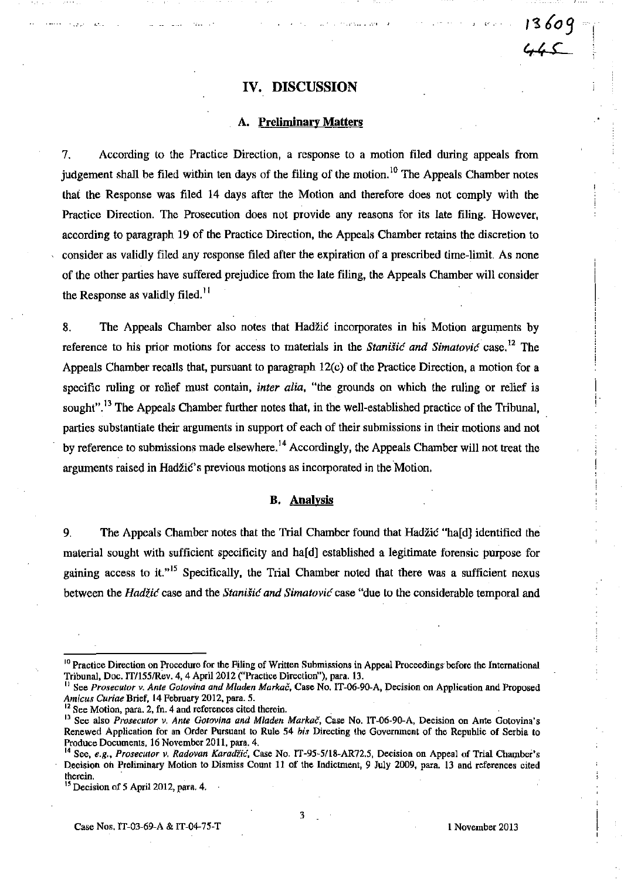## IV. DISCUSSION

### A. Preliminary Matters

7. According to the Practice Direction, a response to a motion filed during appeals from judgement shall be filed within ten days of the filing of the motion.[10] The Appeals Chamber notes that the Response was filed 14 days after the Motion and therefore does not comply with the Practice Direction. The Prosecution does not provide any reasons for its late filing. However, according to paragraph 19 of the Practice Direction, the Appeals Chamber retains the discretion to consider as validly filed any response filed after the expiration of a prescribed time-limit. As none of the other parties have suffered prejudice from the late filing, the Appeals Chamber will consider the Response as validly filed.[11]

8. The Appeals Chamber also notes that Hadžić incorporates in his Motion arguments by reference to his prior motions for access to materials in the *Stanišić and Simatović* case.[12] The Appeals Chamber recalls that, pursuant to paragraph 12(c) of the Practice Direction, a motion for a specific ruling or relief must contain, *inter alia*, "the grounds on which the ruling or relief is sought".[13] The Appeals Chamber further notes that, in the well-established practice of the Tribunal, parties substantiate their arguments in support of each of their submissions in their motions and not by reference to submissions made elsewhere.[14] Accordingly, the Appeals Chamber will not treat the arguments raised in Hadžić's previous motions as incorporated in the Motion.

### B. Analysis

9. The Appeals Chamber notes that the Trial Chamber found that Hadžić "ha[d] identified the material sought with sufficient specificity and ha[d] established a legitimate forensic purpose for gaining access to it."[15] Specifically, the Trial Chamber noted that there was a sufficient nexus between the *Hadžić* case and the *Stanišić and Simatović* case "due to the considerable temporal and

---

[10] Practice Direction on Procedure for the Filing of Written Submissions in Appeal Proceedings before the International Tribunal, Doc. IT/155/Rev. 4, 4 April 2012 ("Practice Direction"), para. 13.

[11] See *Prosecutor v. Ante Gotovina and Mladen Markač*, Case No. IT-06-90-A, Decision on Application and Proposed *Amicus Curiae* Brief, 14 February 2012, para. 5.

[12] See Motion, para. 2, fn. 4 and references cited therein.

[13] See also *Prosecutor v. Ante Gotovina and Mladen Markač*, Case No. IT-06-90-A, Decision on Ante Gotovina's Renewed Application for an Order Pursuant to Rule 54 *bis* Directing the Government of the Republic of Serbia to Produce Documents, 16 November 2011, para. 4.

[14] See, *e.g.*, *Prosecutor v. Radovan Karadžić*, Case No. IT-95-5/18-AR72.5, Decision on Appeal of Trial Chamber's Decision on Preliminary Motion to Dismiss Count 11 of the Indictment, 9 July 2009, para. 13 and references cited therein.

[15] Decision of 5 April 2012, para. 4.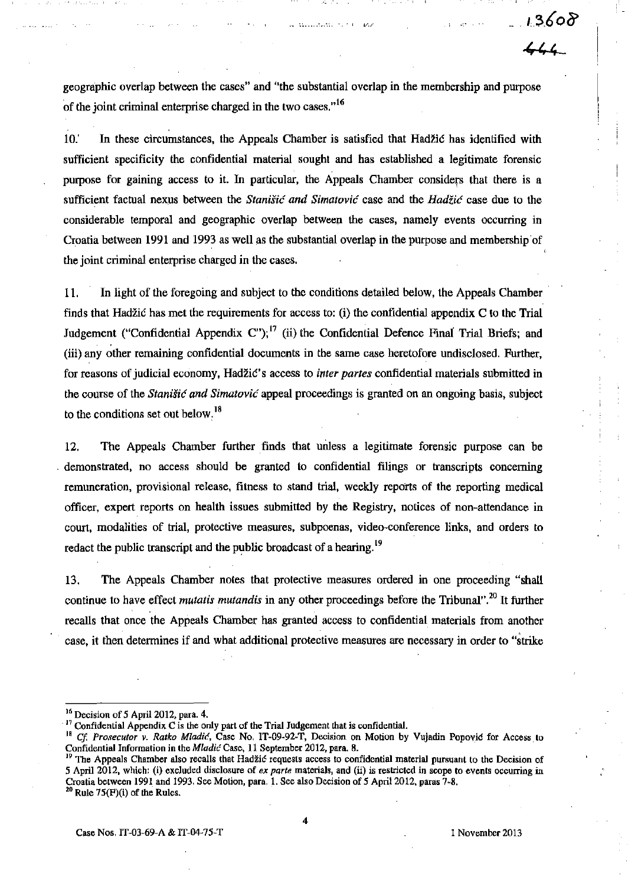geographic overlap between the cases" and "the substantial overlap in the membership and purpose of the joint criminal enterprise charged in the two cases."[16]

10. In these circumstances, the Appeals Chamber is satisfied that Hadžić has identified with sufficient specificity the confidential material sought and has established a legitimate forensic purpose for gaining access to it. In particular, the Appeals Chamber considers that there is a sufficient factual nexus between the *Stanišić and Simatović* case and the *Hadžić* case due to the considerable temporal and geographic overlap between the cases, namely events occurring in Croatia between 1991 and 1993 as well as the substantial overlap in the purpose and membership of the joint criminal enterprise charged in the cases.

11. In light of the foregoing and subject to the conditions detailed below, the Appeals Chamber finds that Hadžić has met the requirements for access to: (i) the confidential appendix C to the Trial Judgement ("Confidential Appendix C");[17] (ii) the Confidential Defence Final Trial Briefs; and (iii) any other remaining confidential documents in the same case heretofore undisclosed. Further, for reasons of judicial economy, Hadžić's access to *inter partes* confidential materials submitted in the course of the *Stanišić and Simatović* appeal proceedings is granted on an ongoing basis, subject to the conditions set out below.[18]

12. The Appeals Chamber further finds that unless a legitimate forensic purpose can be demonstrated, no access should be granted to confidential filings or transcripts concerning remuneration, provisional release, fitness to stand trial, weekly reports of the reporting medical officer, expert reports on health issues submitted by the Registry, notices of non-attendance in court, modalities of trial, protective measures, subpoenas, video-conference links, and orders to redact the public transcript and the public broadcast of a hearing.[19]

13. The Appeals Chamber notes that protective measures ordered in one proceeding "shall continue to have effect *mutatis mutandis* in any other proceedings before the Tribunal".[20] It further recalls that once the Appeals Chamber has granted access to confidential materials from another case, it then determines if and what additional protective measures are necessary in order to "strike

---

[16] Decision of 5 April 2012, para. 4.

[17] Confidential Appendix C is the only part of the Trial Judgement that is confidential.

[18] *Cf. Prosecutor v. Ratko Mladić*, Case No. IT-09-92-T, Decision on Motion by Vujadin Popović for Access to Confidential Information in the *Mladić* Case, 11 September 2012, para. 8.

[19] The Appeals Chamber also recalls that Hadžić requests access to confidential material pursuant to the Decision of 5 April 2012, which: (i) excluded disclosure of *ex parte* materials, and (ii) is restricted in scope to events occurring in Croatia between 1991 and 1993. See Motion, para. 1. See also Decision of 5 April 2012, paras 7-8.

[20] Rule 75(F)(i) of the Rules.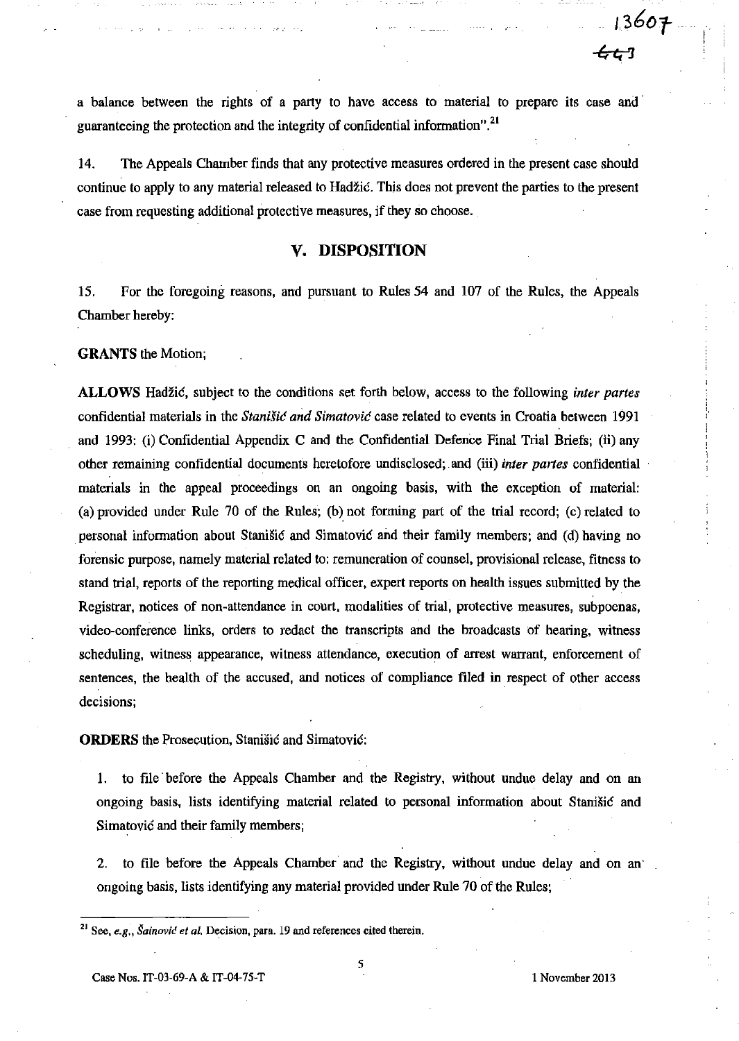a balance between the rights of a party to have access to material to prepare its case and guaranteeing the protection and the integrity of confidential information".[21]

14. The Appeals Chamber finds that any protective measures ordered in the present case should continue to apply to any material released to Hadžić. This does not prevent the parties to the present case from requesting additional protective measures, if they so choose.

## V. DISPOSITION

15. For the foregoing reasons, and pursuant to Rules 54 and 107 of the Rules, the Appeals Chamber hereby:

**GRANTS** the Motion;

**ALLOWS** Hadžić, subject to the conditions set forth below, access to the following *inter partes* confidential materials in the *Stanišić and Simatović* case related to events in Croatia between 1991 and 1993: (i) Confidential Appendix C and the Confidential Defence Final Trial Briefs; (ii) any other remaining confidential documents heretofore undisclosed; and (iii) *inter partes* confidential materials in the appeal proceedings on an ongoing basis, with the exception of material: (a) provided under Rule 70 of the Rules; (b) not forming part of the trial record; (c) related to personal information about Stanišić and Simatović and their family members; and (d) having no forensic purpose, namely material related to: remuneration of counsel, provisional release, fitness to stand trial, reports of the reporting medical officer, expert reports on health issues submitted by the Registrar, notices of non-attendance in court, modalities of trial, protective measures, subpoenas, video-conference links, orders to redact the transcripts and the broadcasts of hearing, witness scheduling, witness appearance, witness attendance, execution of arrest warrant, enforcement of sentences, the health of the accused, and notices of compliance filed in respect of other access decisions;

**ORDERS** the Prosecution, Stanišić and Simatović:

1. to file before the Appeals Chamber and the Registry, without undue delay and on an ongoing basis, lists identifying material related to personal information about Stanišić and Simatović and their family members;

2. to file before the Appeals Chamber and the Registry, without undue delay and on an ongoing basis, lists identifying any material provided under Rule 70 of the Rules;

[21] See, *e.g.*, *Šainović et al.* Decision, para. 19 and references cited therein.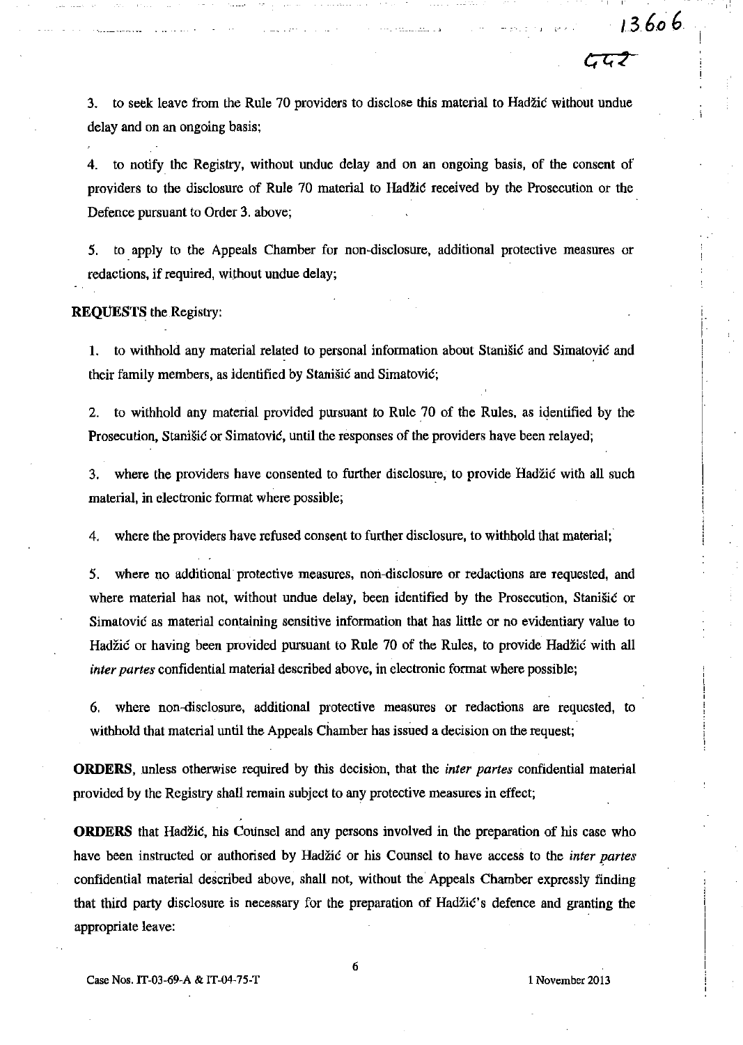3. to seek leave from the Rule 70 providers to disclose this material to Hadžić without undue delay and on an ongoing basis;

4. to notify the Registry, without undue delay and on an ongoing basis, of the consent of providers to the disclosure of Rule 70 material to Hadžić received by the Prosecution or the Defence pursuant to Order 3. above;

5. to apply to the Appeals Chamber for non-disclosure, additional protective measures or redactions, if required, without undue delay;

**REQUESTS** the Registry:

1. to withhold any material related to personal information about Stanišić and Simatović and their family members, as identified by Stanišić and Simatović;

2. to withhold any material provided pursuant to Rule 70 of the Rules, as identified by the Prosecution, Stanišić or Simatović, until the responses of the providers have been relayed;

3. where the providers have consented to further disclosure, to provide Hadžić with all such material, in electronic format where possible;

4. where the providers have refused consent to further disclosure, to withhold that material;

5. where no additional protective measures, non-disclosure or redactions are requested, and where material has not, without undue delay, been identified by the Prosecution, Stanišić or Simatović as material containing sensitive information that has little or no evidentiary value to Hadžić or having been provided pursuant to Rule 70 of the Rules, to provide Hadžić with all *inter partes* confidential material described above, in electronic format where possible;

6. where non-disclosure, additional protective measures or redactions are requested, to withhold that material until the Appeals Chamber has issued a decision on the request;

**ORDERS**, unless otherwise required by this decision, that the *inter partes* confidential material provided by the Registry shall remain subject to any protective measures in effect;

**ORDERS** that Hadžić, his Counsel and any persons involved in the preparation of his case who have been instructed or authorised by Hadžić or his Counsel to have access to the *inter partes* confidential material described above, shall not, without the Appeals Chamber expressly finding that third party disclosure is necessary for the preparation of Hadžić's defence and granting the appropriate leave: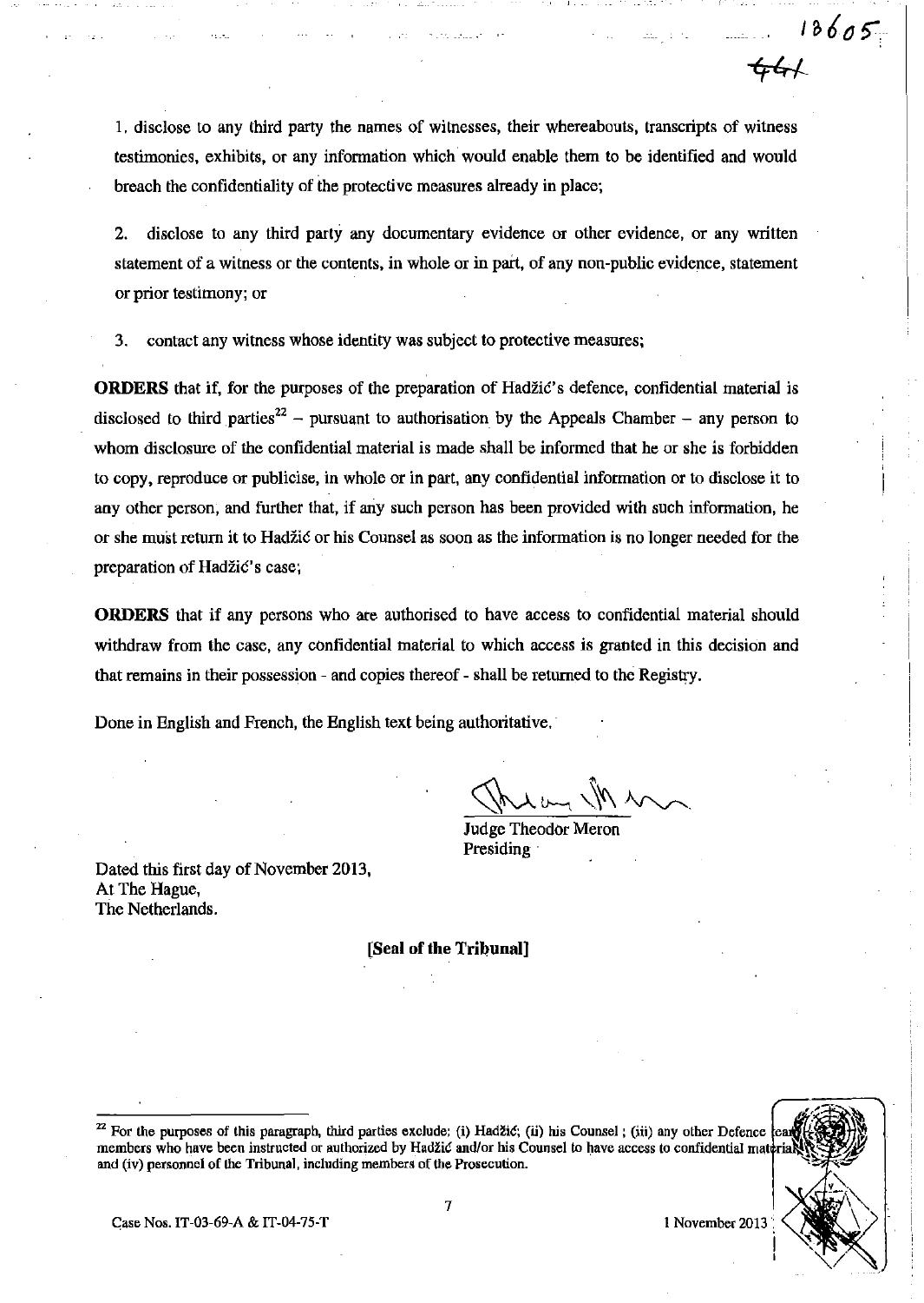1. disclose to any third party the names of witnesses, their whereabouts, transcripts of witness testimonies, exhibits, or any information which would enable them to be identified and would breach the confidentiality of the protective measures already in place;

2. disclose to any third party any documentary evidence or other evidence, or any written statement of a witness or the contents, in whole or in part, of any non-public evidence, statement or prior testimony; or

3. contact any witness whose identity was subject to protective measures;

**ORDERS** that if, for the purposes of the preparation of Hadžić's defence, confidential material is disclosed to third parties[22] – pursuant to authorisation by the Appeals Chamber – any person to whom disclosure of the confidential material is made shall be informed that he or she is forbidden to copy, reproduce or publicise, in whole or in part, any confidential information or to disclose it to any other person, and further that, if any such person has been provided with such information, he or she must return it to Hadžić or his Counsel as soon as the information is no longer needed for the preparation of Hadžić's case;

**ORDERS** that if any persons who are authorised to have access to confidential material should withdraw from the case, any confidential material to which access is granted in this decision and that remains in their possession - and copies thereof - shall be returned to the Registry.

Done in English and French, the English text being authoritative.

Judge Theodor Meron
Presiding

Dated this first day of November 2013,
At The Hague,
The Netherlands.

**[Seal of the Tribunal]**

---

[22] For the purposes of this paragraph, third parties exclude: (i) Hadžić; (ii) his Counsel ; (iii) any other Defence team members who have been instructed or authorized by Hadžić and/or his Counsel to have access to confidential material; and (iv) personnel of the Tribunal, including members of the Prosecution.